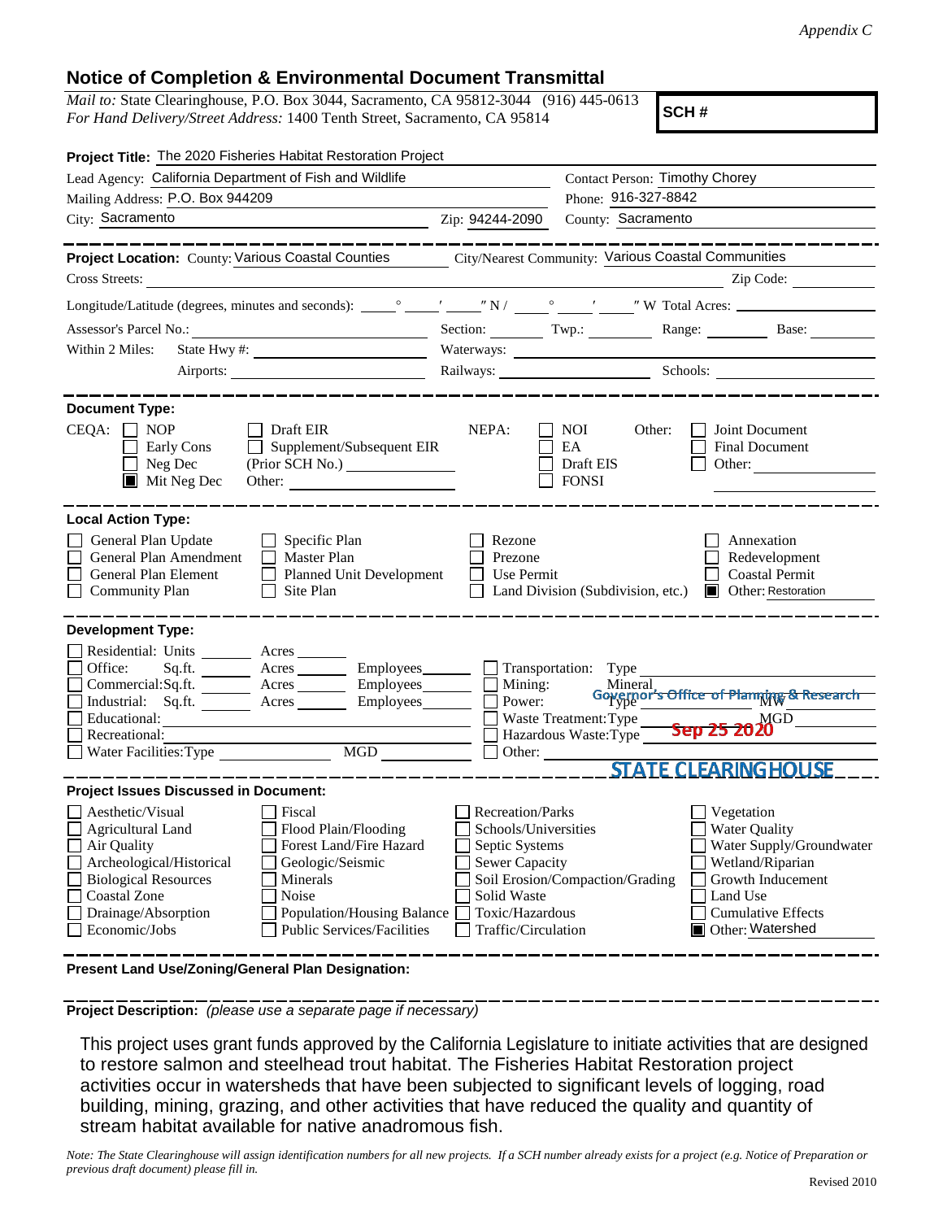*Appendix C*

## Notice of Completion & Environmental Document Transmittal

*Mail to:* State Clearinghouse, P.O. Box 3044, Sacramento, CA 95812-3044 (916) 445-0613
*For Hand Delivery/Street Address:* 1400 Tenth Street, Sacramento, CA 95814

**SCH #**

**Project Title:** The 2020 Fisheries Habitat Restoration Project

Lead Agency: California Department of Fish and Wildlife
Contact Person: Timothy Chorey
Mailing Address: P.O. Box 944209
Phone: 916-327-8842
City: Sacramento Zip: 94244-2090 County: Sacramento

**Project Location:** County: Various Coastal Counties City/Nearest Community: Various Coastal Communities
Cross Streets: Zip Code:
Longitude/Latitude (degrees, minutes and seconds): ° ′ ″ N / ° ′ ″ W Total Acres:
Assessor's Parcel No.: Section: Twp.: Range: Base:
Within 2 Miles: State Hwy #: Waterways:
Airports: Railways: Schools:

**Document Type:**

CEQA:
- [ ] NOP
- [ ] Early Cons
- [ ] Neg Dec
- [x] Mit Neg Dec
- [ ] Draft EIR
- [ ] Supplement/Subsequent EIR (Prior SCH No.)
- Other:

NEPA:
- [ ] NOI
- [ ] EA
- [ ] Draft EIS
- [ ] FONSI

Other:
- [ ] Joint Document
- [ ] Final Document
- [ ] Other:

**Local Action Type:**

- [ ] General Plan Update
- [ ] General Plan Amendment
- [ ] General Plan Element
- [ ] Community Plan
- [ ] Specific Plan
- [ ] Master Plan
- [ ] Planned Unit Development
- [ ] Site Plan
- [ ] Rezone
- [ ] Prezone
- [ ] Use Permit
- [ ] Land Division (Subdivision, etc.)
- [ ] Annexation
- [ ] Redevelopment
- [ ] Coastal Permit
- [x] Other: Restoration

**Development Type:**

- [ ] Residential: Units Acres
- [ ] Office: Sq.ft. Acres Employees
- [ ] Commercial: Sq.ft. Acres Employees
- [ ] Industrial: Sq.ft. Acres Employees
- [ ] Educational:
- [ ] Recreational:
- [ ] Water Facilities: Type MGD
- [ ] Transportation: Type
- [ ] Mining: Mineral
- [ ] Power: Type MW
- [ ] Waste Treatment: Type MGD
- [ ] Hazardous Waste: Type
- [ ] Other:

Governor's Office of Planning & Research
Sep 25 2020
STATE CLEARINGHOUSE

**Project Issues Discussed in Document:**

- [ ] Aesthetic/Visual
- [ ] Agricultural Land
- [ ] Air Quality
- [ ] Archeological/Historical
- [ ] Biological Resources
- [ ] Coastal Zone
- [ ] Drainage/Absorption
- [ ] Economic/Jobs
- [ ] Fiscal
- [ ] Flood Plain/Flooding
- [ ] Forest Land/Fire Hazard
- [ ] Geologic/Seismic
- [ ] Minerals
- [ ] Noise
- [ ] Population/Housing Balance
- [ ] Public Services/Facilities
- [ ] Recreation/Parks
- [ ] Schools/Universities
- [ ] Septic Systems
- [ ] Sewer Capacity
- [ ] Soil Erosion/Compaction/Grading
- [ ] Solid Waste
- [ ] Toxic/Hazardous
- [ ] Traffic/Circulation
- [ ] Vegetation
- [ ] Water Quality
- [ ] Water Supply/Groundwater
- [ ] Wetland/Riparian
- [ ] Growth Inducement
- [ ] Land Use
- [ ] Cumulative Effects
- [x] Other: Watershed

**Present Land Use/Zoning/General Plan Designation:**

**Project Description:** *(please use a separate page if necessary)*

This project uses grant funds approved by the California Legislature to initiate activities that are designed to restore salmon and steelhead trout habitat. The Fisheries Habitat Restoration project activities occur in watersheds that have been subjected to significant levels of logging, road building, mining, grazing, and other activities that have reduced the quality and quantity of stream habitat available for native anadromous fish.

*Note: The State Clearinghouse will assign identification numbers for all new projects. If a SCH number already exists for a project (e.g. Notice of Preparation or previous draft document) please fill in.*

Revised 2010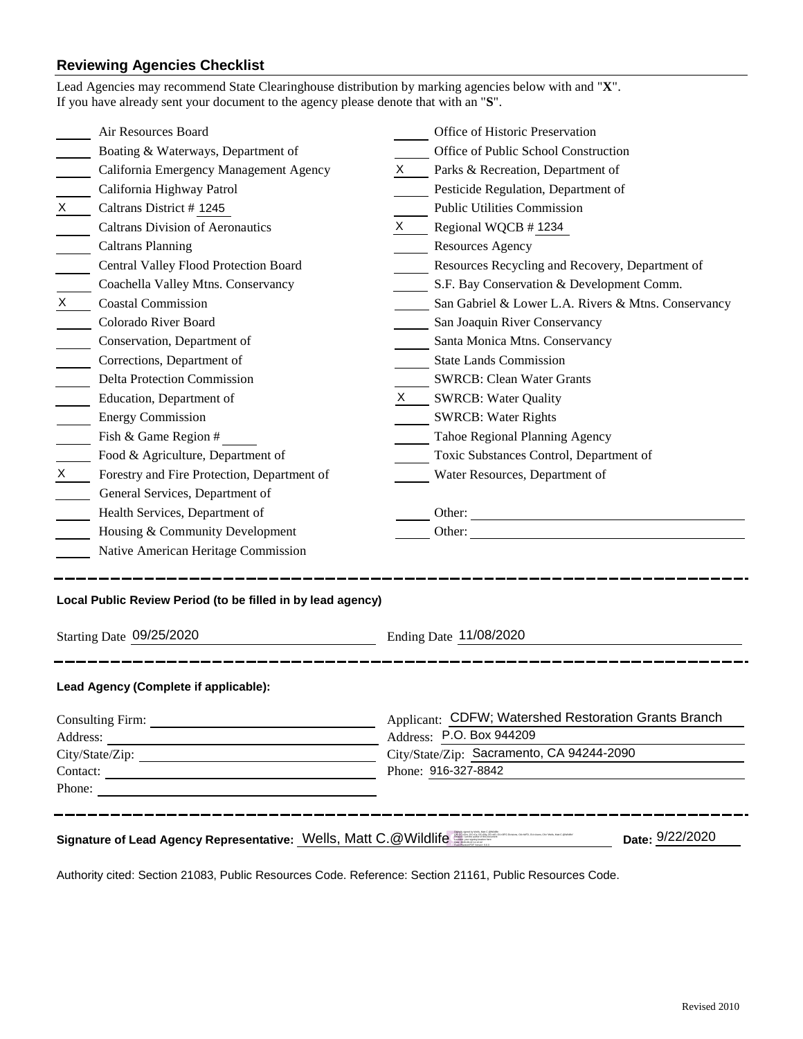## Reviewing Agencies Checklist

Lead Agencies may recommend State Clearinghouse distribution by marking agencies below with and "**X**".
If you have already sent your document to the agency please denote that with an "**S**".

| | | | |
|---|---|---|---|
| | Air Resources Board | | Office of Historic Preservation |
| | Boating & Waterways, Department of | | Office of Public School Construction |
| | California Emergency Management Agency | X | Parks & Recreation, Department of |
| | California Highway Patrol | | Pesticide Regulation, Department of |
| X | Caltrans District # 1245 | | Public Utilities Commission |
| | Caltrans Division of Aeronautics | X | Regional WQCB # 1234 |
| | Caltrans Planning | | Resources Agency |
| | Central Valley Flood Protection Board | | Resources Recycling and Recovery, Department of |
| | Coachella Valley Mtns. Conservancy | | S.F. Bay Conservation & Development Comm. |
| X | Coastal Commission | | San Gabriel & Lower L.A. Rivers & Mtns. Conservancy |
| | Colorado River Board | | San Joaquin River Conservancy |
| | Conservation, Department of | | Santa Monica Mtns. Conservancy |
| | Corrections, Department of | | State Lands Commission |
| | Delta Protection Commission | | SWRCB: Clean Water Grants |
| | Education, Department of | X | SWRCB: Water Quality |
| | Energy Commission | | SWRCB: Water Rights |
| | Fish & Game Region # | | Tahoe Regional Planning Agency |
| | Food & Agriculture, Department of | | Toxic Substances Control, Department of |
| X | Forestry and Fire Protection, Department of | | Water Resources, Department of |
| | General Services, Department of | | |
| | Health Services, Department of | | Other: |
| | Housing & Community Development | | Other: |
| | Native American Heritage Commission | | |

---

**Local Public Review Period (to be filled in by lead agency)**

Starting Date 09/25/2020 Ending Date 11/08/2020

---

**Lead Agency (Complete if applicable):**

Consulting Firm:
Address:
City/State/Zip:
Contact:
Phone:

Applicant: CDFW; Watershed Restoration Grants Branch
Address: P.O. Box 944209
City/State/Zip: Sacramento, CA 94244-2090
Phone: 916-327-8842

---

**Signature of Lead Agency Representative:** Wells, Matt C.@Wildlife **Date:** 9/22/2020

Authority cited: Section 21083, Public Resources Code. Reference: Section 21161, Public Resources Code.

Revised 2010